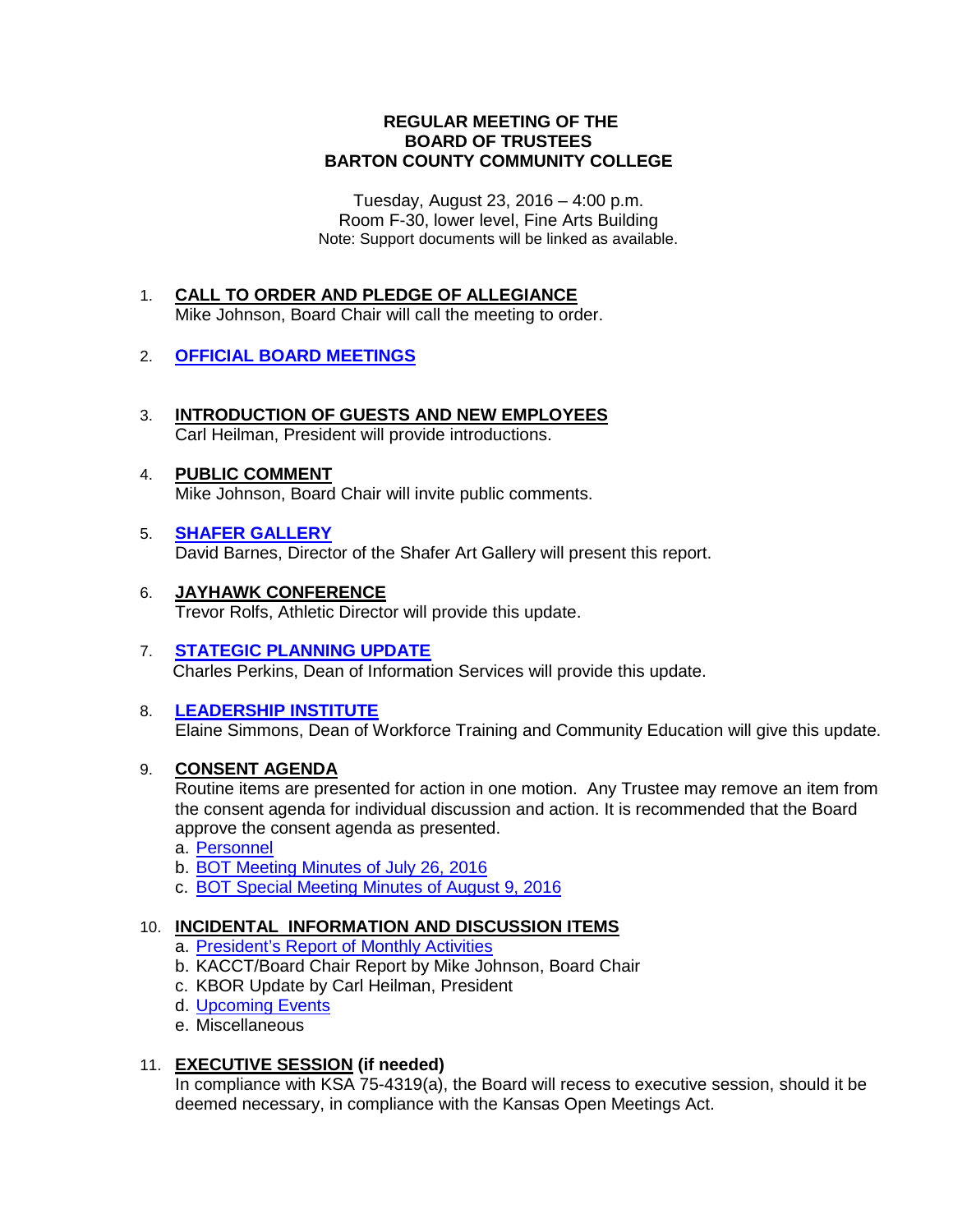# REGULAR MEETING OF THE BOARD OF TRUSTEES BARTON COUNTY COMMUNITY COLLEGE

Tuesday, August 23, 2016 – 4:00 p.m.
Room F-30, lower level, Fine Arts Building
Note: Support documents will be linked as available.

1. **CALL TO ORDER AND PLEDGE OF ALLEGIANCE**
   Mike Johnson, Board Chair will call the meeting to order.

2. **OFFICIAL BOARD MEETINGS**

3. **INTRODUCTION OF GUESTS AND NEW EMPLOYEES**
   Carl Heilman, President will provide introductions.

4. **PUBLIC COMMENT**
   Mike Johnson, Board Chair will invite public comments.

5. **SHAFER GALLERY**
   David Barnes, Director of the Shafer Art Gallery will present this report.

6. **JAYHAWK CONFERENCE**
   Trevor Rolfs, Athletic Director will provide this update.

7. **STATEGIC PLANNING UPDATE**
   Charles Perkins, Dean of Information Services will provide this update.

8. **LEADERSHIP INSTITUTE**
   Elaine Simmons, Dean of Workforce Training and Community Education will give this update.

9. **CONSENT AGENDA**
   Routine items are presented for action in one motion. Any Trustee may remove an item from the consent agenda for individual discussion and action. It is recommended that the Board approve the consent agenda as presented.
   a. Personnel
   b. BOT Meeting Minutes of July 26, 2016
   c. BOT Special Meeting Minutes of August 9, 2016

10. **INCIDENTAL INFORMATION AND DISCUSSION ITEMS**
    a. President's Report of Monthly Activities
    b. KACCT/Board Chair Report by Mike Johnson, Board Chair
    c. KBOR Update by Carl Heilman, President
    d. Upcoming Events
    e. Miscellaneous

11. **EXECUTIVE SESSION (if needed)**
    In compliance with KSA 75-4319(a), the Board will recess to executive session, should it be deemed necessary, in compliance with the Kansas Open Meetings Act.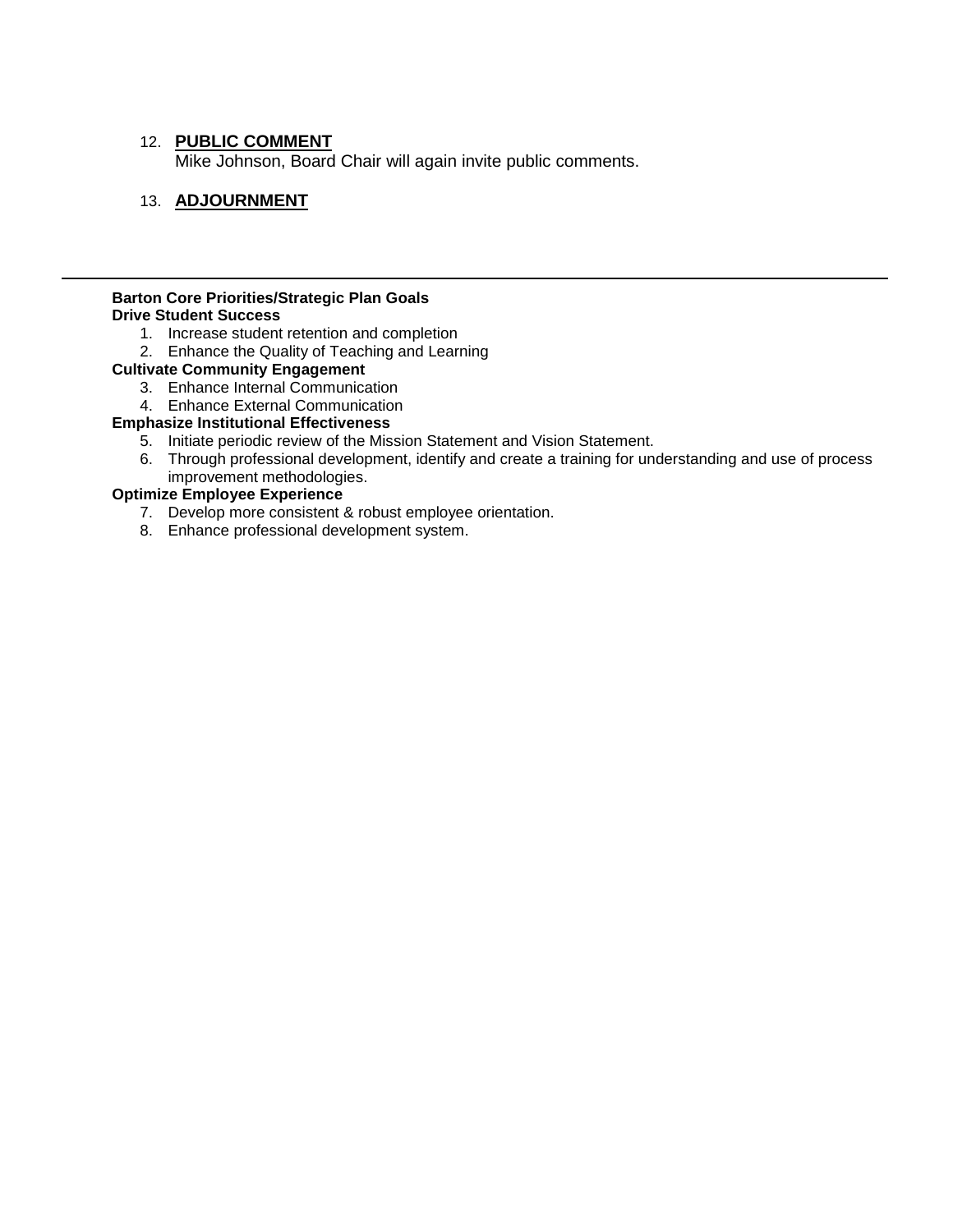12. **PUBLIC COMMENT**
    Mike Johnson, Board Chair will again invite public comments.

13. **ADJOURNMENT**

---

**Barton Core Priorities/Strategic Plan Goals**

**Drive Student Success**

1. Increase student retention and completion
2. Enhance the Quality of Teaching and Learning

**Cultivate Community Engagement**

3. Enhance Internal Communication
4. Enhance External Communication

**Emphasize Institutional Effectiveness**

5. Initiate periodic review of the Mission Statement and Vision Statement.
6. Through professional development, identify and create a training for understanding and use of process improvement methodologies.

**Optimize Employee Experience**

7. Develop more consistent & robust employee orientation.
8. Enhance professional development system.